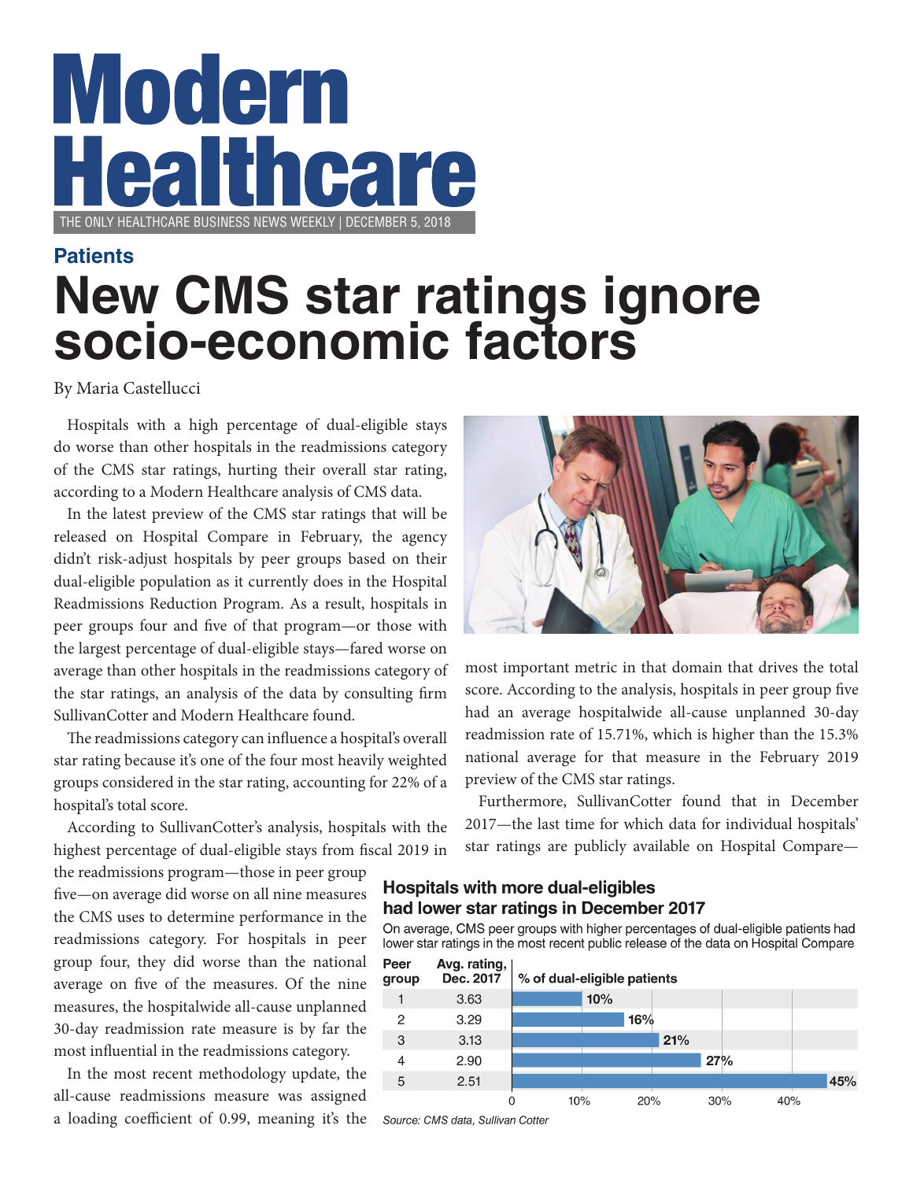# Modern Healthcare

THE ONLY HEALTHCARE BUSINESS NEWS WEEKLY | DECEMBER 5, 2018

**Patients**

# New CMS star ratings ignore socio-economic factors

By Maria Castellucci

Hospitals with a high percentage of dual-eligible stays do worse than other hospitals in the readmissions category of the CMS star ratings, hurting their overall star rating, according to a Modern Healthcare analysis of CMS data.

In the latest preview of the CMS star ratings that will be released on Hospital Compare in February, the agency didn't risk-adjust hospitals by peer groups based on their dual-eligible population as it currently does in the Hospital Readmissions Reduction Program. As a result, hospitals in peer groups four and five of that program—or those with the largest percentage of dual-eligible stays—fared worse on average than other hospitals in the readmissions category of the star ratings, an analysis of the data by consulting firm SullivanCotter and Modern Healthcare found.

The readmissions category can influence a hospital's overall star rating because it's one of the four most heavily weighted groups considered in the star rating, accounting for 22% of a hospital's total score.

According to SullivanCotter's analysis, hospitals with the highest percentage of dual-eligible stays from fiscal 2019 in the readmissions program—those in peer group five—on average did worse on all nine measures the CMS uses to determine performance in the readmissions category. For hospitals in peer group four, they did worse than the national average on five of the measures. Of the nine measures, the hospitalwide all-cause unplanned 30-day readmission rate measure is by far the most influential in the readmissions category.

In the most recent methodology update, the all-cause readmissions measure was assigned a loading coefficient of 0.99, meaning it's the most important metric in that domain that drives the total score. According to the analysis, hospitals in peer group five had an average hospitalwide all-cause unplanned 30-day readmission rate of 15.71%, which is higher than the 15.3% national average for that measure in the February 2019 preview of the CMS star ratings.

Furthermore, SullivanCotter found that in December 2017—the last time for which data for individual hospitals' star ratings are publicly available on Hospital Compare—

### Hospitals with more dual-eligibles had lower star ratings in December 2017

On average, CMS peer groups with higher percentages of dual-eligible patients had lower star ratings in the most recent public release of the data on Hospital Compare

| Peer group | Avg. rating, Dec. 2017 | % of dual-eligible patients |
|---|---|---|
| 1 | 3.63 | 10% |
| 2 | 3.29 | 16% |
| 3 | 3.13 | 21% |
| 4 | 2.90 | 27% |
| 5 | 2.51 | 45% |

*Source: CMS data, Sullivan Cotter*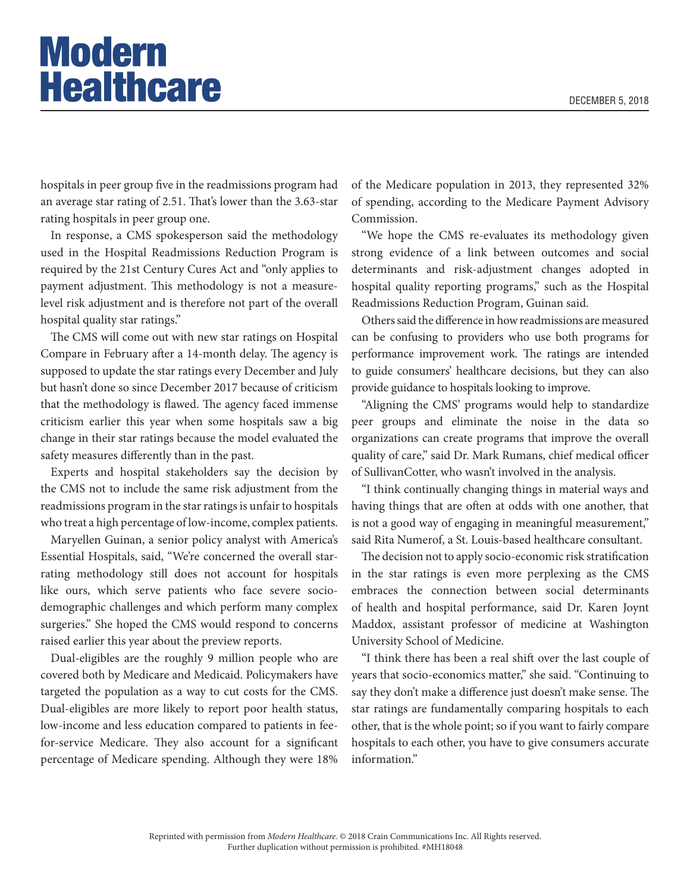hospitals in peer group five in the readmissions program had an average star rating of 2.51. That's lower than the 3.63-star rating hospitals in peer group one.

In response, a CMS spokesperson said the methodology used in the Hospital Readmissions Reduction Program is required by the 21st Century Cures Act and "only applies to payment adjustment. This methodology is not a measure-level risk adjustment and is therefore not part of the overall hospital quality star ratings."

The CMS will come out with new star ratings on Hospital Compare in February after a 14-month delay. The agency is supposed to update the star ratings every December and July but hasn't done so since December 2017 because of criticism that the methodology is flawed. The agency faced immense criticism earlier this year when some hospitals saw a big change in their star ratings because the model evaluated the safety measures differently than in the past.

Experts and hospital stakeholders say the decision by the CMS not to include the same risk adjustment from the readmissions program in the star ratings is unfair to hospitals who treat a high percentage of low-income, complex patients.

Maryellen Guinan, a senior policy analyst with America's Essential Hospitals, said, "We're concerned the overall star-rating methodology still does not account for hospitals like ours, which serve patients who face severe socio-demographic challenges and which perform many complex surgeries." She hoped the CMS would respond to concerns raised earlier this year about the preview reports.

Dual-eligibles are the roughly 9 million people who are covered both by Medicare and Medicaid. Policymakers have targeted the population as a way to cut costs for the CMS. Dual-eligibles are more likely to report poor health status, low-income and less education compared to patients in fee-for-service Medicare. They also account for a significant percentage of Medicare spending. Although they were 18% of the Medicare population in 2013, they represented 32% of spending, according to the Medicare Payment Advisory Commission.

"We hope the CMS re-evaluates its methodology given strong evidence of a link between outcomes and social determinants and risk-adjustment changes adopted in hospital quality reporting programs," such as the Hospital Readmissions Reduction Program, Guinan said.

Others said the difference in how readmissions are measured can be confusing to providers who use both programs for performance improvement work. The ratings are intended to guide consumers' healthcare decisions, but they can also provide guidance to hospitals looking to improve.

"Aligning the CMS' programs would help to standardize peer groups and eliminate the noise in the data so organizations can create programs that improve the overall quality of care," said Dr. Mark Rumans, chief medical officer of SullivanCotter, who wasn't involved in the analysis.

"I think continually changing things in material ways and having things that are often at odds with one another, that is not a good way of engaging in meaningful measurement," said Rita Numerof, a St. Louis-based healthcare consultant.

The decision not to apply socio-economic risk stratification in the star ratings is even more perplexing as the CMS embraces the connection between social determinants of health and hospital performance, said Dr. Karen Joynt Maddox, assistant professor of medicine at Washington University School of Medicine.

"I think there has been a real shift over the last couple of years that socio-economics matter," she said. "Continuing to say they don't make a difference just doesn't make sense. The star ratings are fundamentally comparing hospitals to each other, that is the whole point; so if you want to fairly compare hospitals to each other, you have to give consumers accurate information."

Reprinted with permission from *Modern Healthcare*. © 2018 Crain Communications Inc. All Rights reserved. Further duplication without permission is prohibited. #MH18048